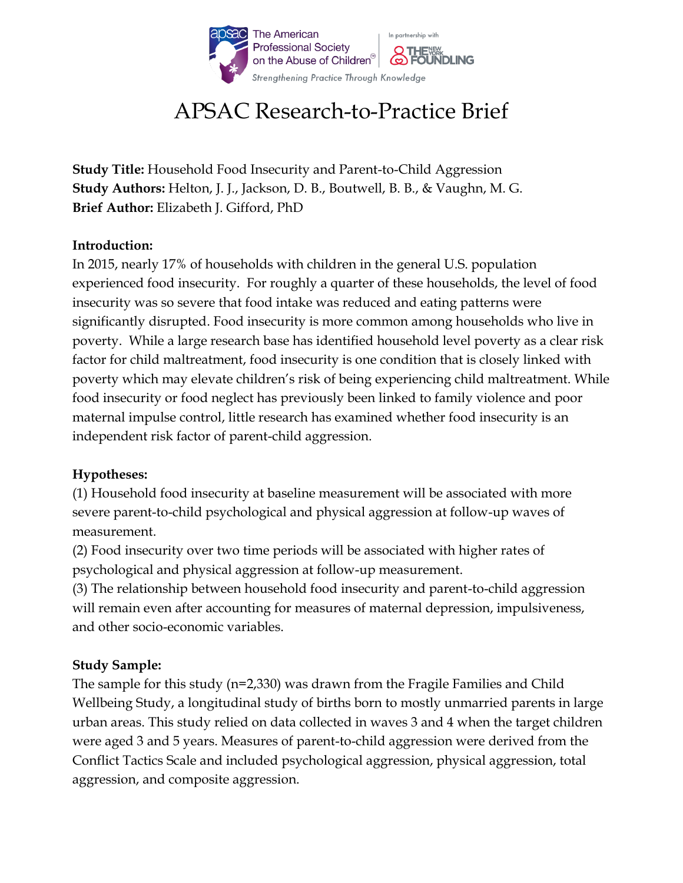# APSAC Research-to-Practice Brief

**Study Title:** Household Food Insecurity and Parent-to-Child Aggression
**Study Authors:** Helton, J. J., Jackson, D. B., Boutwell, B. B., & Vaughn, M. G.
**Brief Author:** Elizabeth J. Gifford, PhD

**Introduction:**
In 2015, nearly 17% of households with children in the general U.S. population experienced food insecurity. For roughly a quarter of these households, the level of food insecurity was so severe that food intake was reduced and eating patterns were significantly disrupted. Food insecurity is more common among households who live in poverty. While a large research base has identified household level poverty as a clear risk factor for child maltreatment, food insecurity is one condition that is closely linked with poverty which may elevate children's risk of being experiencing child maltreatment. While food insecurity or food neglect has previously been linked to family violence and poor maternal impulse control, little research has examined whether food insecurity is an independent risk factor of parent-child aggression.

**Hypotheses:**
(1) Household food insecurity at baseline measurement will be associated with more severe parent-to-child psychological and physical aggression at follow-up waves of measurement.
(2) Food insecurity over two time periods will be associated with higher rates of psychological and physical aggression at follow-up measurement.
(3) The relationship between household food insecurity and parent-to-child aggression will remain even after accounting for measures of maternal depression, impulsiveness, and other socio-economic variables.

**Study Sample:**
The sample for this study (n=2,330) was drawn from the Fragile Families and Child Wellbeing Study, a longitudinal study of births born to mostly unmarried parents in large urban areas. This study relied on data collected in waves 3 and 4 when the target children were aged 3 and 5 years. Measures of parent-to-child aggression were derived from the Conflict Tactics Scale and included psychological aggression, physical aggression, total aggression, and composite aggression.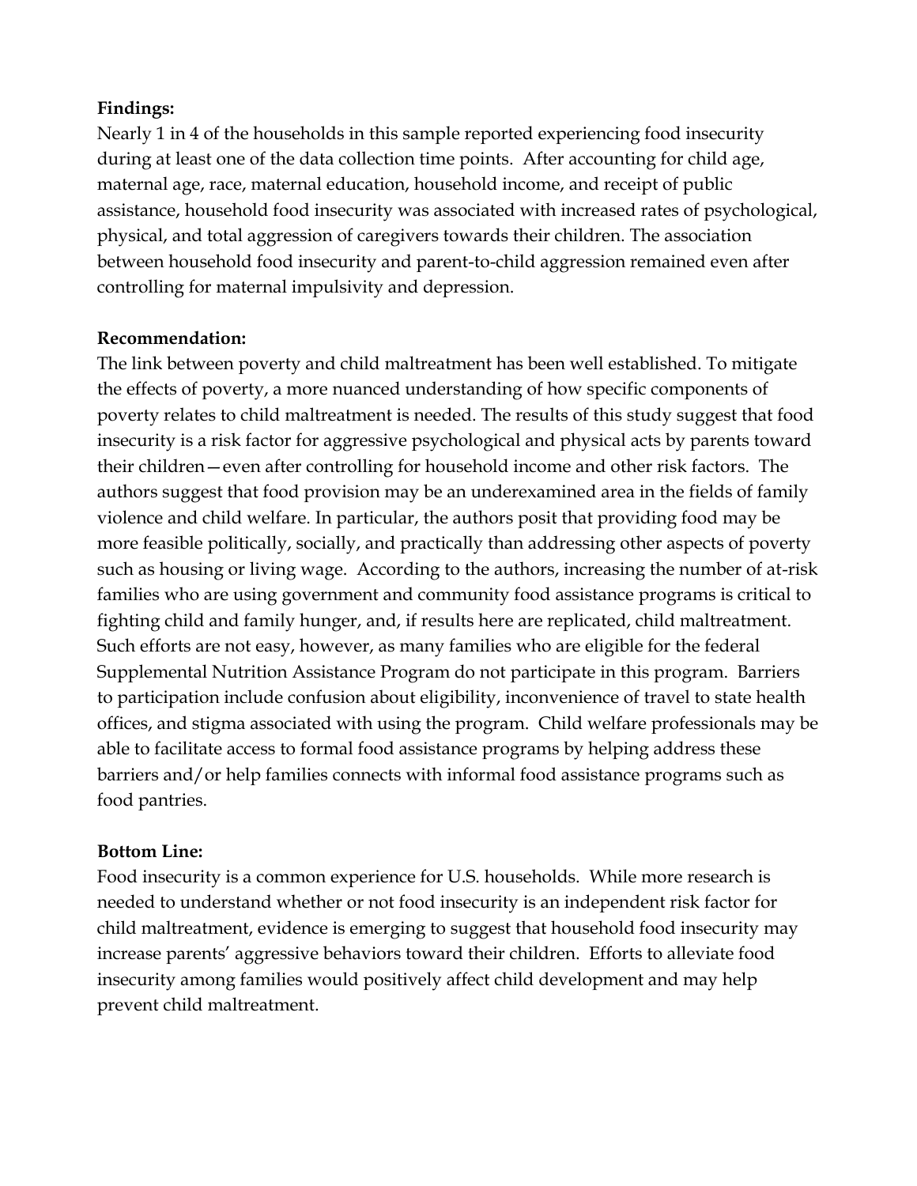**Findings:**

Nearly 1 in 4 of the households in this sample reported experiencing food insecurity during at least one of the data collection time points. After accounting for child age, maternal age, race, maternal education, household income, and receipt of public assistance, household food insecurity was associated with increased rates of psychological, physical, and total aggression of caregivers towards their children. The association between household food insecurity and parent-to-child aggression remained even after controlling for maternal impulsivity and depression.

**Recommendation:**

The link between poverty and child maltreatment has been well established. To mitigate the effects of poverty, a more nuanced understanding of how specific components of poverty relates to child maltreatment is needed. The results of this study suggest that food insecurity is a risk factor for aggressive psychological and physical acts by parents toward their children—even after controlling for household income and other risk factors. The authors suggest that food provision may be an underexamined area in the fields of family violence and child welfare. In particular, the authors posit that providing food may be more feasible politically, socially, and practically than addressing other aspects of poverty such as housing or living wage. According to the authors, increasing the number of at-risk families who are using government and community food assistance programs is critical to fighting child and family hunger, and, if results here are replicated, child maltreatment. Such efforts are not easy, however, as many families who are eligible for the federal Supplemental Nutrition Assistance Program do not participate in this program. Barriers to participation include confusion about eligibility, inconvenience of travel to state health offices, and stigma associated with using the program. Child welfare professionals may be able to facilitate access to formal food assistance programs by helping address these barriers and/or help families connects with informal food assistance programs such as food pantries.

**Bottom Line:**

Food insecurity is a common experience for U.S. households. While more research is needed to understand whether or not food insecurity is an independent risk factor for child maltreatment, evidence is emerging to suggest that household food insecurity may increase parents' aggressive behaviors toward their children. Efforts to alleviate food insecurity among families would positively affect child development and may help prevent child maltreatment.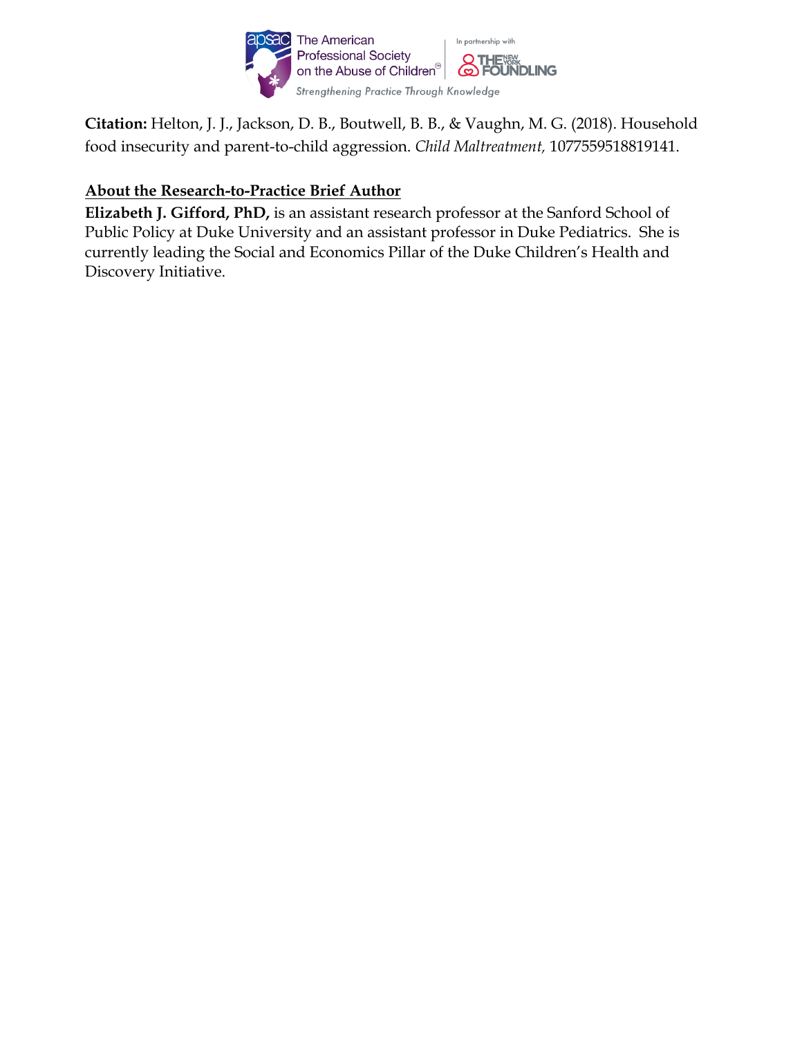**Citation:** Helton, J. J., Jackson, D. B., Boutwell, B. B., & Vaughn, M. G. (2018). Household food insecurity and parent-to-child aggression. *Child Maltreatment,* 1077559518819141.

**About the Research-to-Practice Brief Author**

**Elizabeth J. Gifford, PhD,** is an assistant research professor at the Sanford School of Public Policy at Duke University and an assistant professor in Duke Pediatrics. She is currently leading the Social and Economics Pillar of the Duke Children's Health and Discovery Initiative.